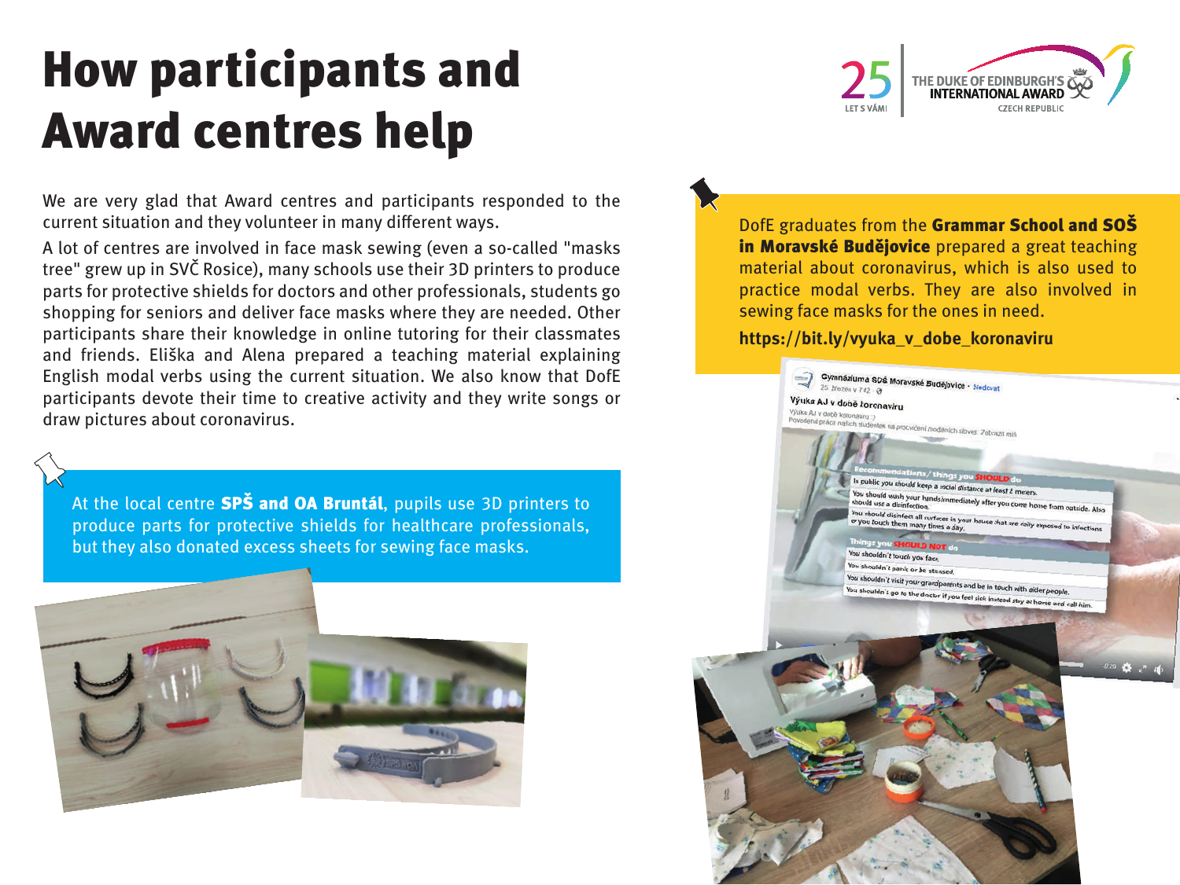# How participants and Award centres help

We are very glad that Award centres and participants responded to the current situation and they volunteer in many different ways.

A lot of centres are involved in face mask sewing (even a so-called "masks tree" grew up in SVČ Rosice), many schools use their 3D printers to produce parts for protective shields for doctors and other professionals, students go shopping for seniors and deliver face masks where they are needed. Other participants share their knowledge in online tutoring for their classmates and friends. Eliška and Alena prepared a teaching material explaining English modal verbs using the current situation. We also know that DofE participants devote their time to creative activity and they write songs or draw pictures about coronavirus.

At the local centre **SPŠ and OA Bruntál**, pupils use 3D printers to produce parts for protective shields for healthcare professionals, but they also donated excess sheets for sewing face masks.

DofE graduates from the **Grammar School and SOŠ in Moravské Budějovice** prepared a great teaching material about coronavirus, which is also used to practice modal verbs. They are also involved in sewing face masks for the ones in need.

**https://bit.ly/vyuka_v_dobe_koronaviru**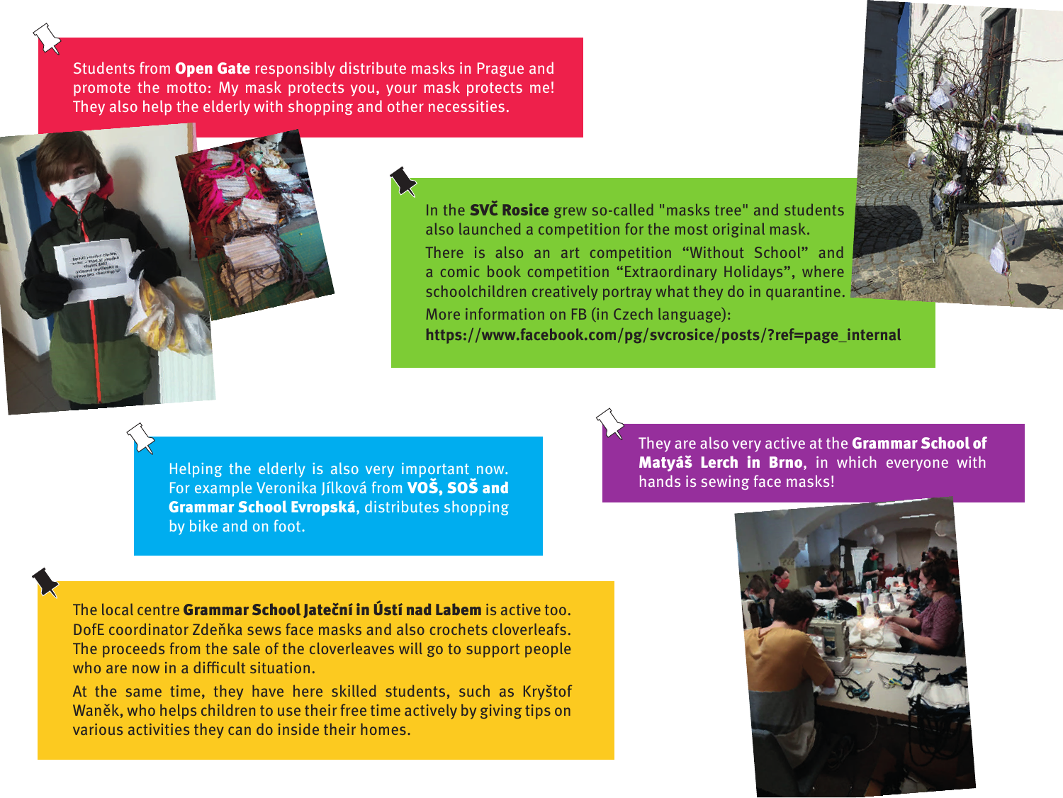Students from **Open Gate** responsibly distribute masks in Prague and promote the motto: My mask protects you, your mask protects me! They also help the elderly with shopping and other necessities.

In the **SVČ Rosice** grew so-called "masks tree" and students also launched a competition for the most original mask.

There is also an art competition "Without School" and a comic book competition "Extraordinary Holidays", where schoolchildren creatively portray what they do in quarantine.

More information on FB (in Czech language):
**https://www.facebook.com/pg/svcrosice/posts/?ref=page_internal**

Helping the elderly is also very important now. For example Veronika Jílková from **VOŠ, SOŠ and Grammar School Evropská**, distributes shopping by bike and on foot.

They are also very active at the **Grammar School of Matyáš Lerch in Brno**, in which everyone with hands is sewing face masks!

The local centre **Grammar School Jateční in Ústí nad Labem** is active too. DofE coordinator Zdeňka sews face masks and also crochets cloverleafs. The proceeds from the sale of the cloverleaves will go to support people who are now in a difficult situation.

At the same time, they have here skilled students, such as Kryštof Waněk, who helps children to use their free time actively by giving tips on various activities they can do inside their homes.